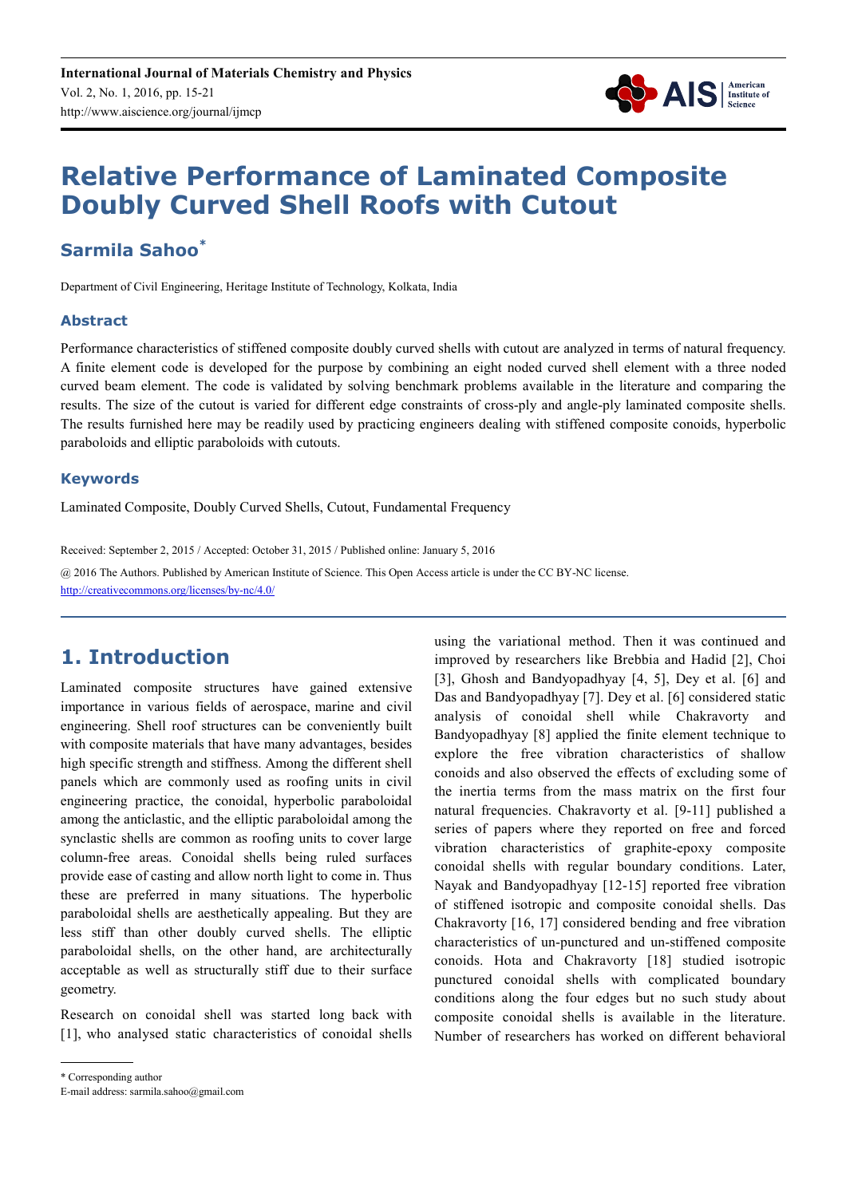# Relative Performance of Laminated Composite Doubly Curved Shell Roofs with Cutout

**Sarmila Sahoo***

Department of Civil Engineering, Heritage Institute of Technology, Kolkata, India

### Abstract

Performance characteristics of stiffened composite doubly curved shells with cutout are analyzed in terms of natural frequency. A finite element code is developed for the purpose by combining an eight noded curved shell element with a three noded curved beam element. The code is validated by solving benchmark problems available in the literature and comparing the results. The size of the cutout is varied for different edge constraints of cross-ply and angle-ply laminated composite shells. The results furnished here may be readily used by practicing engineers dealing with stiffened composite conoids, hyperbolic paraboloids and elliptic paraboloids with cutouts.

### Keywords

Laminated Composite, Doubly Curved Shells, Cutout, Fundamental Frequency

Received: September 2, 2015 / Accepted: October 31, 2015 / Published online: January 5, 2016

@ 2016 The Authors. Published by American Institute of Science. This Open Access article is under the CC BY-NC license.
http://creativecommons.org/licenses/by-nc/4.0/

## 1. Introduction

Laminated composite structures have gained extensive importance in various fields of aerospace, marine and civil engineering. Shell roof structures can be conveniently built with composite materials that have many advantages, besides high specific strength and stiffness. Among the different shell panels which are commonly used as roofing units in civil engineering practice, the conoidal, hyperbolic paraboloidal among the anticlastic, and the elliptic paraboloidal among the synclastic shells are common as roofing units to cover large column-free areas. Conoidal shells being ruled surfaces provide ease of casting and allow north light to come in. Thus these are preferred in many situations. The hyperbolic paraboloidal shells are aesthetically appealing. But they are less stiff than other doubly curved shells. The elliptic paraboloidal shells, on the other hand, are architecturally acceptable as well as structurally stiff due to their surface geometry.

Research on conoidal shell was started long back with [1], who analysed static characteristics of conoidal shells using the variational method. Then it was continued and improved by researchers like Brebbia and Hadid [2], Choi [3], Ghosh and Bandyopadhyay [4, 5], Dey et al. [6] and Das and Bandyopadhyay [7]. Dey et al. [6] considered static analysis of conoidal shell while Chakravorty and Bandyopadhyay [8] applied the finite element technique to explore the free vibration characteristics of shallow conoids and also observed the effects of excluding some of the inertia terms from the mass matrix on the first four natural frequencies. Chakravorty et al. [9-11] published a series of papers where they reported on free and forced vibration characteristics of graphite-epoxy composite conoidal shells with regular boundary conditions. Later, Nayak and Bandyopadhyay [12-15] reported free vibration of stiffened isotropic and composite conoidal shells. Das Chakravorty [16, 17] considered bending and free vibration characteristics of un-punctured and un-stiffened composite conoids. Hota and Chakravorty [18] studied isotropic punctured conoidal shells with complicated boundary conditions along the four edges but no such study about composite conoidal shells is available in the literature. Number of researchers has worked on different behavioral

\* Corresponding author
E-mail address: sarmila.sahoo@gmail.com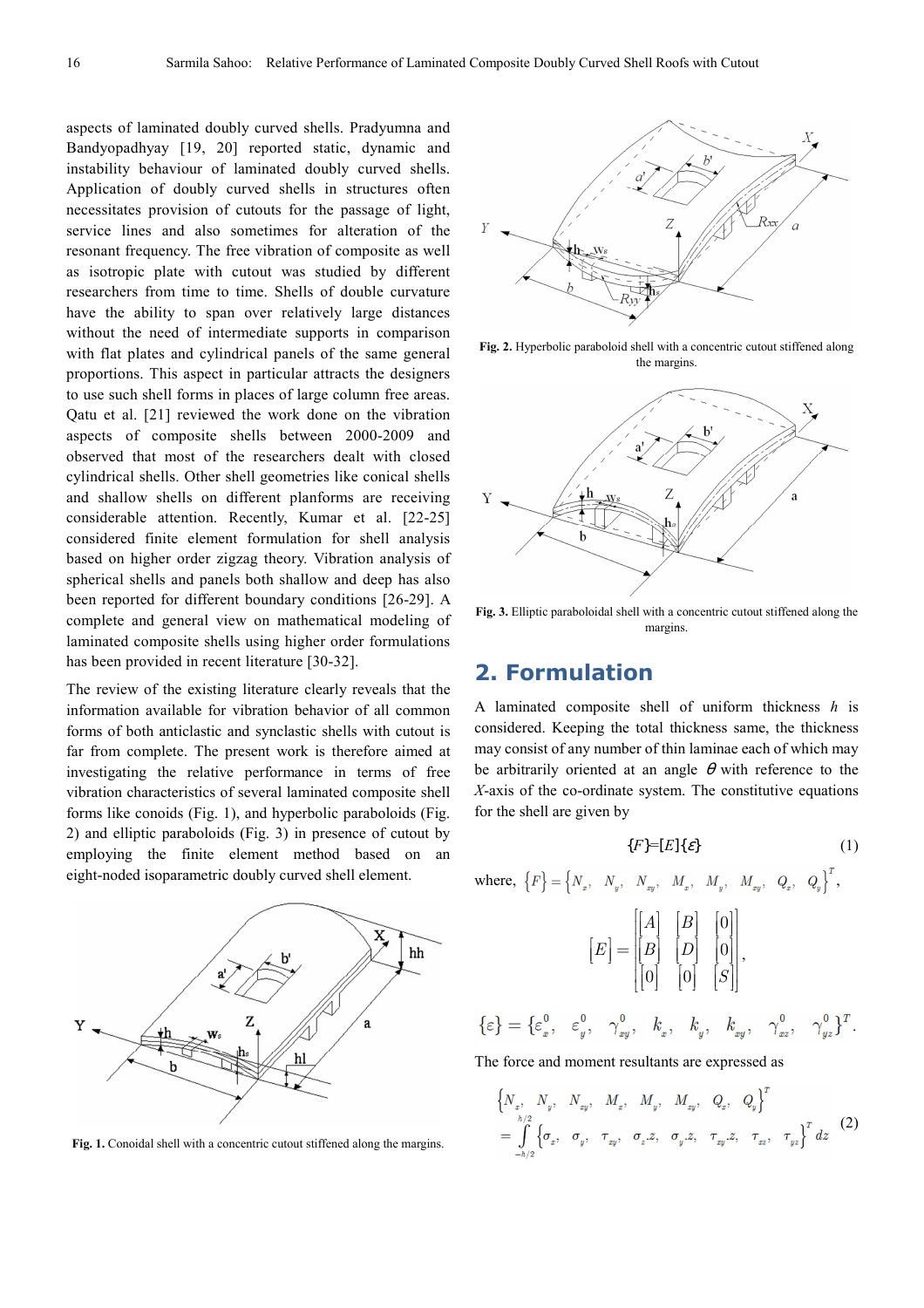aspects of laminated doubly curved shells. Pradyumna and Bandyopadhyay [19, 20] reported static, dynamic and instability behaviour of laminated doubly curved shells. Application of doubly curved shells in structures often necessitates provision of cutouts for the passage of light, service lines and also sometimes for alteration of the resonant frequency. The free vibration of composite as well as isotropic plate with cutout was studied by different researchers from time to time. Shells of double curvature have the ability to span over relatively large distances without the need of intermediate supports in comparison with flat plates and cylindrical panels of the same general proportions. This aspect in particular attracts the designers to use such shell forms in places of large column free areas. Qatu et al. [21] reviewed the work done on the vibration aspects of composite shells between 2000-2009 and observed that most of the researchers dealt with closed cylindrical shells. Other shell geometries like conical shells and shallow shells on different planforms are receiving considerable attention. Recently, Kumar et al. [22-25] considered finite element formulation for shell analysis based on higher order zigzag theory. Vibration analysis of spherical shells and panels both shallow and deep has also been reported for different boundary conditions [26-29]. A complete and general view on mathematical modeling of laminated composite shells using higher order formulations has been provided in recent literature [30-32].

The review of the existing literature clearly reveals that the information available for vibration behavior of all common forms of both anticlastic and synclastic shells with cutout is far from complete. The present work is therefore aimed at investigating the relative performance in terms of free vibration characteristics of several laminated composite shell forms like conoids (Fig. 1), and hyperbolic paraboloids (Fig. 2) and elliptic paraboloids (Fig. 3) in presence of cutout by employing the finite element method based on an eight-noded isoparametric doubly curved shell element.

**Fig. 1.** Conoidal shell with a concentric cutout stiffened along the margins.

**Fig. 2.** Hyperbolic paraboloid shell with a concentric cutout stiffened along the margins.

**Fig. 3.** Elliptic paraboloidal shell with a concentric cutout stiffened along the margins.

## 2. Formulation

A laminated composite shell of uniform thickness $h$ is considered. Keeping the total thickness same, the thickness may consist of any number of thin laminae each of which may be arbitrarily oriented at an angle $\theta$ with reference to the $X$-axis of the co-ordinate system. The constitutive equations for the shell are given by

$$\{F\}=[E]\{\varepsilon\} \tag{1}$$

where, $\{F\}=\{N_x,\ N_y,\ N_{xy},\ M_x,\ M_y,\ M_{xy},\ Q_x,\ Q_y\}^T$,

$$[E]=\begin{bmatrix} [A] & [B] & [0] \\ [B] & [D] & [0] \\ [0] & [0] & [S] \end{bmatrix},$$

$$\{\varepsilon\}=\{\varepsilon_x^0,\ \varepsilon_y^0,\ \gamma_{xy}^0,\ k_x,\ k_y,\ k_{xy},\ \gamma_{xz}^0,\ \gamma_{yz}^0\}^T.$$

The force and moment resultants are expressed as

$$\{N_x,\ N_y,\ N_{xy},\ M_x,\ M_y,\ M_{xy},\ Q_x,\ Q_y\}^T = \int_{-h/2}^{h/2} \{\sigma_x,\ \sigma_y,\ \tau_{xy},\ \sigma_x.z,\ \sigma_y.z,\ \tau_{xy}.z,\ \tau_{xz},\ \tau_{yz}\}^T dz \tag{2}$$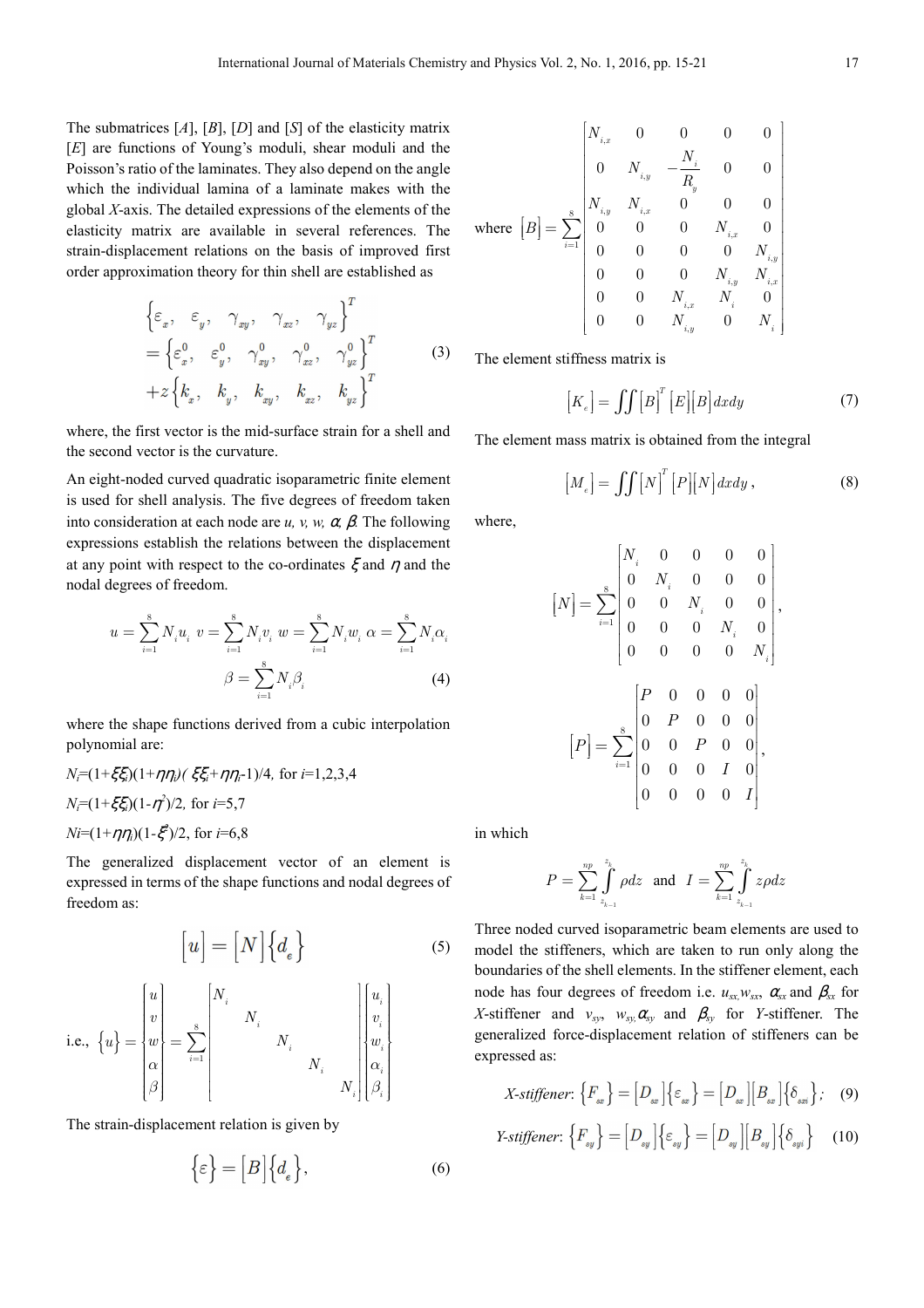The submatrices [A], [B], [D] and [S] of the elasticity matrix [E] are functions of Young's moduli, shear moduli and the Poisson's ratio of the laminates. They also depend on the angle which the individual lamina of a laminate makes with the global X-axis. The detailed expressions of the elements of the elasticity matrix are available in several references. The strain-displacement relations on the basis of improved first order approximation theory for thin shell are established as

$$\left\{\varepsilon_x,\ \varepsilon_y,\ \gamma_{xy},\ \gamma_{xz},\ \gamma_{yz}\right\}^T = \left\{\varepsilon_x^0,\ \varepsilon_y^0,\ \gamma_{xy}^0,\ \gamma_{xz}^0,\ \gamma_{yz}^0\right\}^T + z\left\{k_x,\ k_y,\ k_{xy},\ k_{xz},\ k_{yz}\right\}^T \tag{3}$$

where, the first vector is the mid-surface strain for a shell and the second vector is the curvature.

An eight-noded curved quadratic isoparametric finite element is used for shell analysis. The five degrees of freedom taken into consideration at each node are $u$, $v$, $w$, $\alpha$, $\beta$. The following expressions establish the relations between the displacement at any point with respect to the co-ordinates $\xi$ and $\eta$ and the nodal degrees of freedom.

$$u = \sum_{i=1}^{8} N_i u_i \quad v = \sum_{i=1}^{8} N_i v_i \quad w = \sum_{i=1}^{8} N_i w_i \quad \alpha = \sum_{i=1}^{8} N_i \alpha_i$$

$$\beta = \sum_{i=1}^{8} N_i \beta_i \tag{4}$$

where the shape functions derived from a cubic interpolation polynomial are:

$N_i=(1+\xi\xi_i)(1+\eta\eta_i)(\xi\xi_i+\eta\eta_i-1)/4$, for $i$=1,2,3,4

$N_i=(1+\xi\xi_i)(1-\eta^2)/2$, for $i$=5,7

$N_i=(1+\eta\eta_i)(1-\xi^2)/2$, for $i$=6,8

The generalized displacement vector of an element is expressed in terms of the shape functions and nodal degrees of freedom as:

$$[u] = [N]\{d_e\} \tag{5}$$

$$\text{i.e., } \{u\} = \begin{Bmatrix} u \\ v \\ w \\ \alpha \\ \beta \end{Bmatrix} = \sum_{i=1}^{8} \begin{bmatrix} N_i & & & & \\ & N_i & & & \\ & & N_i & & \\ & & & N_i & \\ & & & & N_i \end{bmatrix} \begin{Bmatrix} u_i \\ v_i \\ w_i \\ \alpha_i \\ \beta_i \end{Bmatrix}$$

The strain-displacement relation is given by

$$\{\varepsilon\} = [B]\{d_e\}, \tag{6}$$

$$\text{where } [B] = \sum_{i=1}^{8} \begin{bmatrix} N_{i,x} & 0 & 0 & 0 & 0 \\ 0 & N_{i,y} & -\dfrac{N_i}{R_y} & 0 & 0 \\ N_{i,y} & N_{i,x} & 0 & 0 & 0 \\ 0 & 0 & 0 & N_{i,x} & 0 \\ 0 & 0 & 0 & 0 & N_{i,y} \\ 0 & 0 & 0 & N_{i,y} & N_{i,x} \\ 0 & 0 & N_{i,x} & N_i & 0 \\ 0 & 0 & N_{i,y} & 0 & N_i \end{bmatrix}$$

The element stiffness matrix is

$$[K_e] = \iint [B]^T [E][B]\, dx dy \tag{7}$$

The element mass matrix is obtained from the integral

$$[M_e] = \iint [N]^T [P][N]\, dx dy, \tag{8}$$

where,

$$[N] = \sum_{i=1}^{8} \begin{bmatrix} N_i & 0 & 0 & 0 & 0 \\ 0 & N_i & 0 & 0 & 0 \\ 0 & 0 & N_i & 0 & 0 \\ 0 & 0 & 0 & N_i & 0 \\ 0 & 0 & 0 & 0 & N_i \end{bmatrix},$$

$$[P] = \sum_{i=1}^{8} \begin{bmatrix} P & 0 & 0 & 0 & 0 \\ 0 & P & 0 & 0 & 0 \\ 0 & 0 & P & 0 & 0 \\ 0 & 0 & 0 & I & 0 \\ 0 & 0 & 0 & 0 & I \end{bmatrix},$$

in which

$$P = \sum_{k=1}^{np} \int_{z_{k-1}}^{z_k} \rho dz \quad \text{and} \quad I = \sum_{k=1}^{np} \int_{z_{k-1}}^{z_k} z\rho dz$$

Three noded curved isoparametric beam elements are used to model the stiffeners, which are taken to run only along the boundaries of the shell elements. In the stiffener element, each node has four degrees of freedom i.e. $u_{sx}, w_{sx}$, $\alpha_{sx}$ and $\beta_{sx}$ for X-stiffener and $v_{sy}$, $w_{sy}, \alpha_{sy}$ and $\beta_{sy}$ for Y-stiffener. The generalized force-displacement relation of stiffeners can be expressed as:

*X-stiffener*: $\{F_{sx}\} = [D_{sx}]\{\varepsilon_{sx}\} = [D_{sx}][B_{sx}]\{\delta_{sxi}\}$; (9)

*Y-stiffener*: $\{F_{sy}\} = [D_{sy}]\{\varepsilon_{sy}\} = [D_{sy}][B_{sy}]\{\delta_{syi}\}$ (10)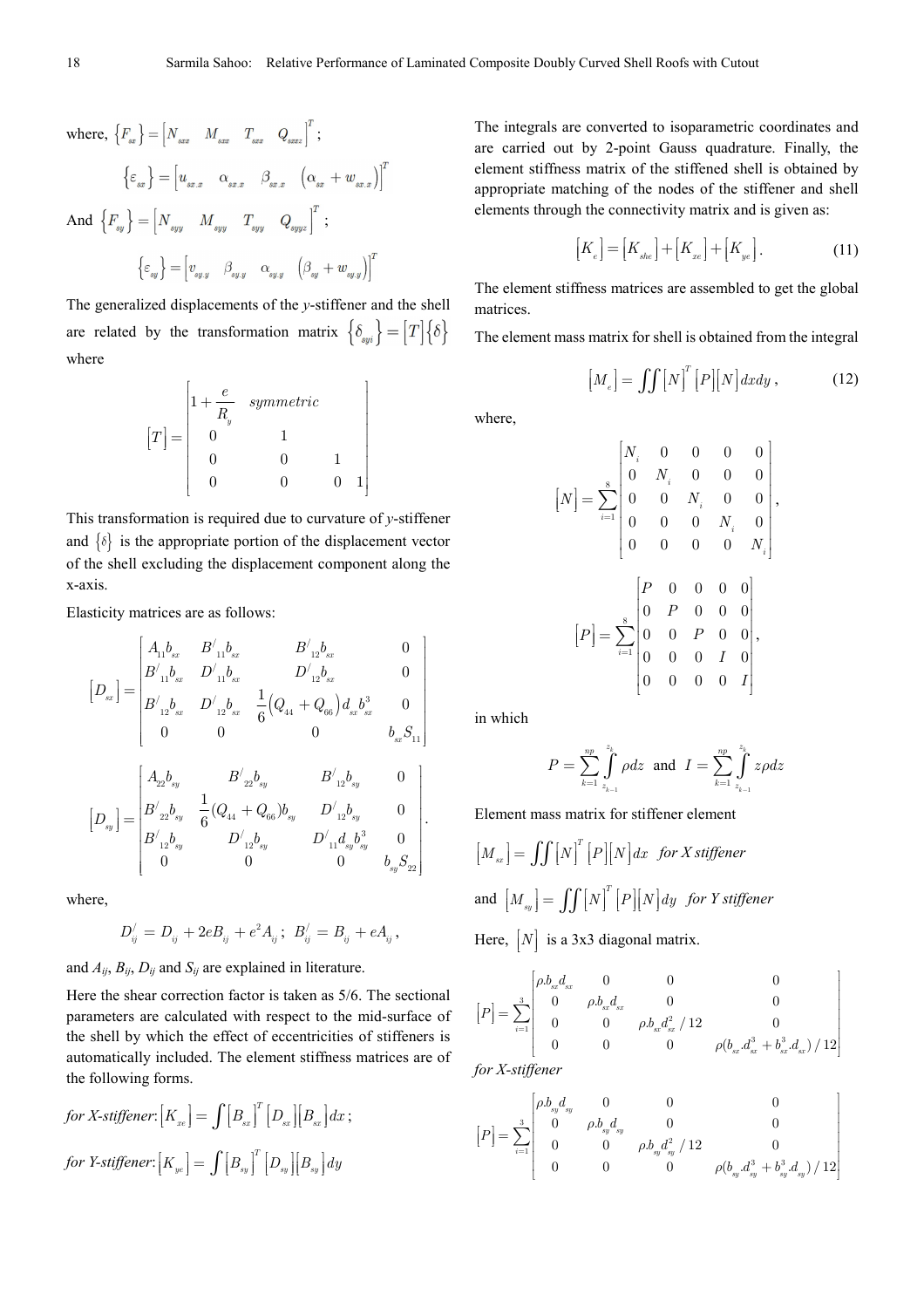where, $\{F_{sx}\} = \begin{bmatrix} N_{sxx} & M_{sxx} & T_{sxx} & Q_{sxxz} \end{bmatrix}^T$;

$$\{\varepsilon_{sx}\} = \begin{bmatrix} u_{sx.x} & \alpha_{sx.x} & \beta_{sx.x} & (\alpha_{sx} + w_{sx.x}) \end{bmatrix}^T$$

And $\{F_{sy}\} = \begin{bmatrix} N_{syy} & M_{syy} & T_{syy} & Q_{syyz} \end{bmatrix}^T$;

$$\{\varepsilon_{sy}\} = \begin{bmatrix} v_{sy.y} & \beta_{sy.y} & \alpha_{sy.y} & (\beta_{sy} + w_{sy.y}) \end{bmatrix}^T$$

The generalized displacements of the *y*-stiffener and the shell are related by the transformation matrix $\{\delta_{syi}\} = [T]\{\delta\}$ where

$$[T] = \begin{bmatrix} 1 + \dfrac{e}{R_y} & symmetric & & \\ 0 & 1 & & \\ 0 & 0 & 1 & \\ 0 & 0 & 0 & 1 \end{bmatrix}$$

This transformation is required due to curvature of *y*-stiffener and $\{\delta\}$ is the appropriate portion of the displacement vector of the shell excluding the displacement component along the x-axis.

Elasticity matrices are as follows:

$$[D_{sx}] = \begin{bmatrix} A_{11}b_{sx} & B'_{11}b_{sx} & B'_{12}b_{sx} & 0 \\ B'_{11}b_{sx} & D'_{11}b_{sx} & D'_{12}b_{sx} & 0 \\ B'_{12}b_{sx} & D'_{12}b_{sx} & \dfrac{1}{6}(Q_{44} + Q_{66})d_{sx}b_{sx}^3 & 0 \\ 0 & 0 & 0 & b_{sx}S_{11} \end{bmatrix}$$

$$[D_{sy}] = \begin{bmatrix} A_{22}b_{sy} & B'_{22}b_{sy} & B'_{12}b_{sy} & 0 \\ B'_{22}b_{sy} & \dfrac{1}{6}(Q_{44} + Q_{66})b_{sy} & D'_{12}b_{sy} & 0 \\ B'_{12}b_{sy} & D'_{12}b_{sy} & D'_{11}d_{sy}b_{sy}^3 & 0 \\ 0 & 0 & 0 & b_{sy}S_{22} \end{bmatrix}.$$

where,

$$D'_{ij} = D_{ij} + 2eB_{ij} + e^2A_{ij};\ B'_{ij} = B_{ij} + eA_{ij},$$

and $A_{ij}$, $B_{ij}$, $D_{ij}$ and $S_{ij}$ are explained in literature.

Here the shear correction factor is taken as 5/6. The sectional parameters are calculated with respect to the mid-surface of the shell by which the effect of eccentricities of stiffeners is automatically included. The element stiffness matrices are of the following forms.

*for X-stiffener*: $[K_{xe}] = \int [B_{sx}]^T [D_{sx}][B_{sx}]dx$;

*for Y-stiffener*: $[K_{ye}] = \int [B_{sy}]^T [D_{sy}][B_{sy}]dy$

The integrals are converted to isoparametric coordinates and are carried out by 2-point Gauss quadrature. Finally, the element stiffness matrix of the stiffened shell is obtained by appropriate matching of the nodes of the stiffener and shell elements through the connectivity matrix and is given as:

$$[K_e] = [K_{she}] + [K_{xe}] + [K_{ye}]. \tag{11}$$

The element stiffness matrices are assembled to get the global matrices.

The element mass matrix for shell is obtained from the integral

$$[M_e] = \iint [N]^T [P][N]\,dxdy, \tag{12}$$

where,

$$[N] = \sum_{i=1}^{8} \begin{bmatrix} N_i & 0 & 0 & 0 & 0 \\ 0 & N_i & 0 & 0 & 0 \\ 0 & 0 & N_i & 0 & 0 \\ 0 & 0 & 0 & N_i & 0 \\ 0 & 0 & 0 & 0 & N_i \end{bmatrix},$$

$$[P] = \sum_{i=1}^{8} \begin{bmatrix} P & 0 & 0 & 0 & 0 \\ 0 & P & 0 & 0 & 0 \\ 0 & 0 & P & 0 & 0 \\ 0 & 0 & 0 & I & 0 \\ 0 & 0 & 0 & 0 & I \end{bmatrix},$$

in which

$$P = \sum_{k=1}^{np} \int_{z_{k-1}}^{z_k} \rho dz \ \text{ and } \ I = \sum_{k=1}^{np} \int_{z_{k-1}}^{z_k} z\rho dz$$

Element mass matrix for stiffener element

$[M_{sx}] = \iint [N]^T [P][N]dx$ *for X stiffener*

and $[M_{sy}] = \iint [N]^T [P][N]dy$ *for Y stiffener*

Here, $[N]$ is a 3x3 diagonal matrix.

$$[P] = \sum_{i=1}^{3} \begin{bmatrix} \rho.b_{sx}d_{sx} & 0 & 0 & 0 \\ 0 & \rho.b_{sx}d_{sx} & 0 & 0 \\ 0 & 0 & \rho.b_{sx}d_{sx}^2/12 & 0 \\ 0 & 0 & 0 & \rho(b_{sx}.d_{sx}^3 + b_{sx}^3.d_{sx})/12 \end{bmatrix}$$

*for X-stiffener*

$$[P] = \sum_{i=1}^{3} \begin{bmatrix} \rho.b_{sy}d_{sy} & 0 & 0 & 0 \\ 0 & \rho.b_{sy}d_{sy} & 0 & 0 \\ 0 & 0 & \rho.b_{sy}d_{sy}^2/12 & 0 \\ 0 & 0 & 0 & \rho(b_{sy}.d_{sy}^3 + b_{sy}^3.d_{sy})/12 \end{bmatrix}$$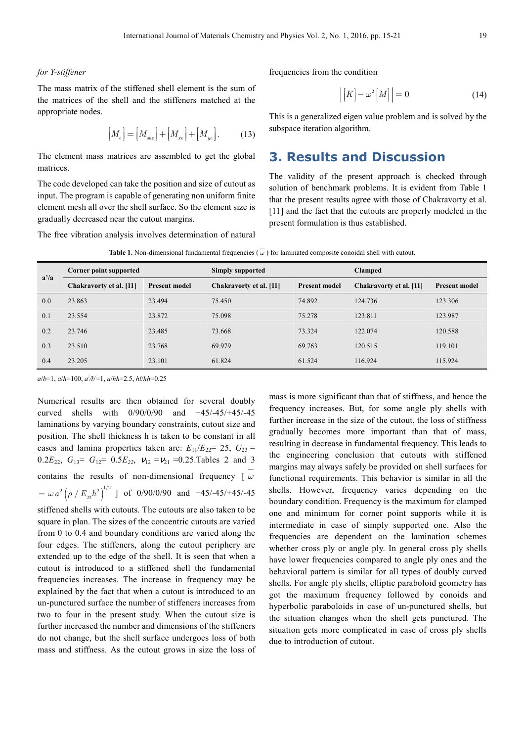*for Y-stiffener*

The mass matrix of the stiffened shell element is the sum of the matrices of the shell and the stiffeners matched at the appropriate nodes.

$$\left[M_e\right] = \left[M_{she}\right] + \left[M_{xe}\right] + \left[M_{ye}\right]. \tag{13}$$

The element mass matrices are assembled to get the global matrices.

The code developed can take the position and size of cutout as input. The program is capable of generating non uniform finite element mesh all over the shell surface. So the element size is gradually decreased near the cutout margins.

The free vibration analysis involves determination of natural frequencies from the condition

$$\left|\left[K\right] - \omega^2\left[M\right]\right| = 0 \tag{14}$$

This is a generalized eigen value problem and is solved by the subspace iteration algorithm.

# 3. Results and Discussion

The validity of the present approach is checked through solution of benchmark problems. It is evident from Table 1 that the present results agree with those of Chakravorty et al. [11] and the fact that the cutouts are properly modeled in the present formulation is thus established.

**Table 1.** Non-dimensional fundamental frequencies ($\bar{\omega}$) for laminated composite conoidal shell with cutout.

| a'/a | Corner point supported | | Simply supported | | Clamped | |
|---|---|---|---|---|---|---|
| | Chakravorty et al. [11] | Present model | Chakravorty et al. [11] | Present model | Chakravorty et al. [11] | Present model |
| 0.0 | 23.863 | 23.494 | 75.450 | 74.892 | 124.736 | 123.306 |
| 0.1 | 23.554 | 23.872 | 75.098 | 75.278 | 123.811 | 123.987 |
| 0.2 | 23.746 | 23.485 | 73.668 | 73.324 | 122.074 | 120.588 |
| 0.3 | 23.510 | 23.768 | 69.979 | 69.763 | 120.515 | 119.101 |
| 0.4 | 23.205 | 23.101 | 61.824 | 61.524 | 116.924 | 115.924 |

$a/b$=1, $a/h$=100, $a'/b'$=1, $a/hh$=2.5, $hl/hh$=0.25

Numerical results are then obtained for several doubly curved shells with 0/90/0/90 and +45/-45/+45/-45 laminations by varying boundary constraints, cutout size and position. The shell thickness h is taken to be constant in all cases and lamina properties taken are: $E_{11}/E_{22}$= 25, $G_{23}$ = $0.2E_{22}$, $G_{13}$= $G_{12}$= $0.5E_{22}$, $\nu_{12} = \nu_{21}$ =0.25.Tables 2 and 3 contains the results of non-dimensional frequency [ $\bar{\omega} = \omega a^2 \left(\rho / E_{22} h^2\right)^{1/2}$ ] of 0/90/0/90 and +45/-45/+45/-45 stiffened shells with cutouts. The cutouts are also taken to be square in plan. The sizes of the concentric cutouts are varied from 0 to 0.4 and boundary conditions are varied along the four edges. The stiffeners, along the cutout periphery are extended up to the edge of the shell. It is seen that when a cutout is introduced to a stiffened shell the fundamental frequencies increases. The increase in frequency may be explained by the fact that when a cutout is introduced to an un-punctured surface the number of stiffeners increases from two to four in the present study. When the cutout size is further increased the number and dimensions of the stiffeners do not change, but the shell surface undergoes loss of both mass and stiffness. As the cutout grows in size the loss of mass is more significant than that of stiffness, and hence the frequency increases. But, for some angle ply shells with further increase in the size of the cutout, the loss of stiffness gradually becomes more important than that of mass, resulting in decrease in fundamental frequency. This leads to the engineering conclusion that cutouts with stiffened margins may always safely be provided on shell surfaces for functional requirements. This behavior is similar in all the shells. However, frequency varies depending on the boundary condition. Frequency is the maximum for clamped one and minimum for corner point supports while it is intermediate in case of simply supported one. Also the frequencies are dependent on the lamination schemes whether cross ply or angle ply. In general cross ply shells have lower frequencies compared to angle ply ones and the behavioral pattern is similar for all types of doubly curved shells. For angle ply shells, elliptic paraboloid geometry has got the maximum frequency followed by conoids and hyperbolic paraboloids in case of un-punctured shells, but the situation changes when the shell gets punctured. The situation gets more complicated in case of cross ply shells due to introduction of cutout.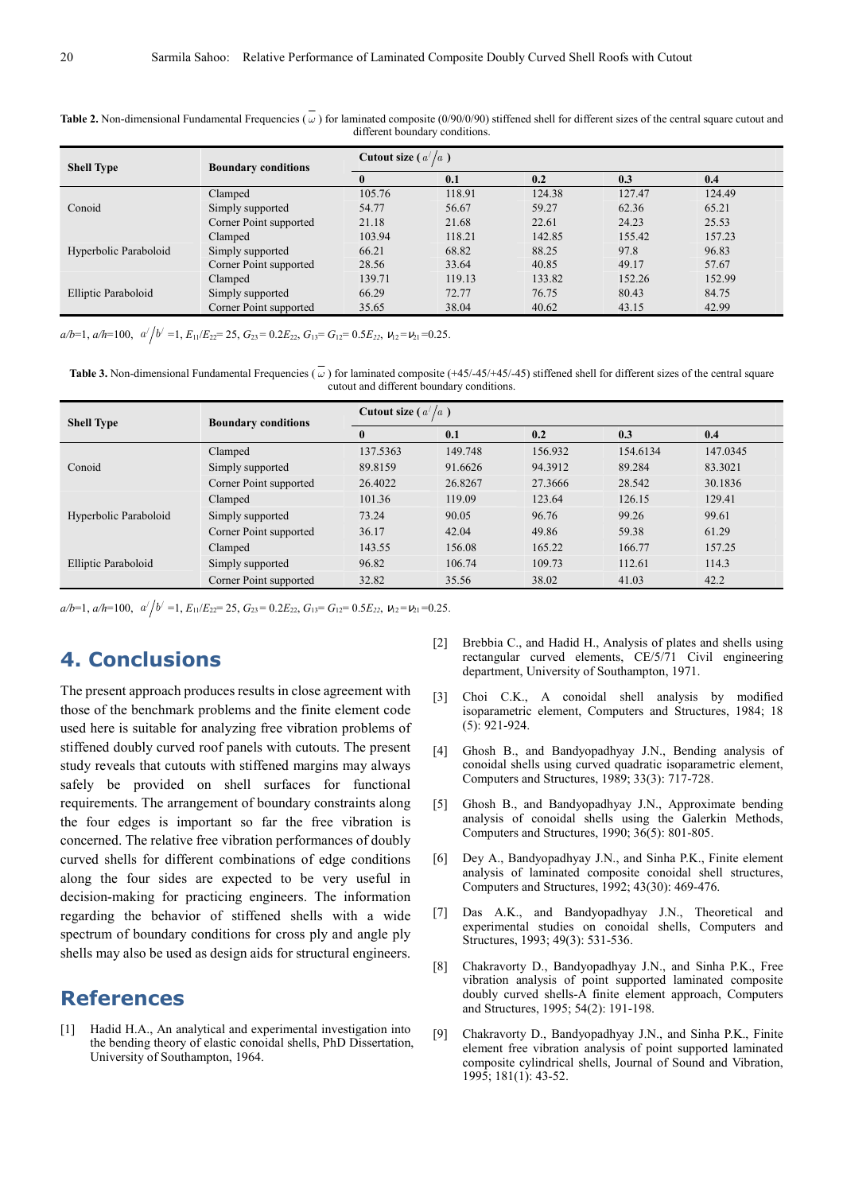**Table 2.** Non-dimensional Fundamental Frequencies ( $\overline{\omega}$ ) for laminated composite (0/90/0/90) stiffened shell for different sizes of the central square cutout and different boundary conditions.

| Shell Type | Boundary conditions | Cutout size ( $a'/a$ ) | | | | |
|---|---|---|---|---|---|---|
| | | **0** | **0.1** | **0.2** | **0.3** | **0.4** |
| Conoid | Clamped | 105.76 | 118.91 | 124.38 | 127.47 | 124.49 |
| | Simply supported | 54.77 | 56.67 | 59.27 | 62.36 | 65.21 |
| | Corner Point supported | 21.18 | 21.68 | 22.61 | 24.23 | 25.53 |
| Hyperbolic Paraboloid | Clamped | 103.94 | 118.21 | 142.85 | 155.42 | 157.23 |
| | Simply supported | 66.21 | 68.82 | 88.25 | 97.8 | 96.83 |
| | Corner Point supported | 28.56 | 33.64 | 40.85 | 49.17 | 57.67 |
| Elliptic Paraboloid | Clamped | 139.71 | 119.13 | 133.82 | 152.26 | 152.99 |
| | Simply supported | 66.29 | 72.77 | 76.75 | 80.43 | 84.75 |
| | Corner Point supported | 35.65 | 38.04 | 40.62 | 43.15 | 42.99 |

$a/b$=1, $a/h$=100, $a'/b'$ =1, $E_{11}/E_{22}$= 25, $G_{23}$ = 0.2$E_{22}$, $G_{13}$= $G_{12}$= 0.5$E_{22}$, $\nu_{12}$ = $\nu_{21}$ =0.25.

**Table 3.** Non-dimensional Fundamental Frequencies ( $\overline{\omega}$ ) for laminated composite (+45/-45/+45/-45) stiffened shell for different sizes of the central square cutout and different boundary conditions.

| Shell Type | Boundary conditions | Cutout size ( $a'/a$ ) | | | | |
|---|---|---|---|---|---|---|
| | | **0** | **0.1** | **0.2** | **0.3** | **0.4** |
| Conoid | Clamped | 137.5363 | 149.748 | 156.932 | 154.6134 | 147.0345 |
| | Simply supported | 89.8159 | 91.6626 | 94.3912 | 89.284 | 83.3021 |
| | Corner Point supported | 26.4022 | 26.8267 | 27.3666 | 28.542 | 30.1836 |
| Hyperbolic Paraboloid | Clamped | 101.36 | 119.09 | 123.64 | 126.15 | 129.41 |
| | Simply supported | 73.24 | 90.05 | 96.76 | 99.26 | 99.61 |
| | Corner Point supported | 36.17 | 42.04 | 49.86 | 59.38 | 61.29 |
| Elliptic Paraboloid | Clamped | 143.55 | 156.08 | 165.22 | 166.77 | 157.25 |
| | Simply supported | 96.82 | 106.74 | 109.73 | 112.61 | 114.3 |
| | Corner Point supported | 32.82 | 35.56 | 38.02 | 41.03 | 42.2 |

$a/b$=1, $a/h$=100, $a'/b'$ =1, $E_{11}/E_{22}$= 25, $G_{23}$ = 0.2$E_{22}$, $G_{13}$= $G_{12}$= 0.5$E_{22}$, $\nu_{12}$ = $\nu_{21}$ =0.25.

## 4. Conclusions

The present approach produces results in close agreement with those of the benchmark problems and the finite element code used here is suitable for analyzing free vibration problems of stiffened doubly curved roof panels with cutouts. The present study reveals that cutouts with stiffened margins may always safely be provided on shell surfaces for functional requirements. The arrangement of boundary constraints along the four edges is important so far the free vibration is concerned. The relative free vibration performances of doubly curved shells for different combinations of edge conditions along the four sides are expected to be very useful in decision-making for practicing engineers. The information regarding the behavior of stiffened shells with a wide spectrum of boundary conditions for cross ply and angle ply shells may also be used as design aids for structural engineers.

## References

[1] Hadid H.A., An analytical and experimental investigation into the bending theory of elastic conoidal shells, PhD Dissertation, University of Southampton, 1964.

[2] Brebbia C., and Hadid H., Analysis of plates and shells using rectangular curved elements, CE/5/71 Civil engineering department, University of Southampton, 1971.

[3] Choi C.K., A conoidal shell analysis by modified isoparametric element, Computers and Structures, 1984; 18 (5): 921-924.

[4] Ghosh B., and Bandyopadhyay J.N., Bending analysis of conoidal shells using curved quadratic isoparametric element, Computers and Structures, 1989; 33(3): 717-728.

[5] Ghosh B., and Bandyopadhyay J.N., Approximate bending analysis of conoidal shells using the Galerkin Methods, Computers and Structures, 1990; 36(5): 801-805.

[6] Dey A., Bandyopadhyay J.N., and Sinha P.K., Finite element analysis of laminated composite conoidal shell structures, Computers and Structures, 1992; 43(30): 469-476.

[7] Das A.K., and Bandyopadhyay J.N., Theoretical and experimental studies on conoidal shells, Computers and Structures, 1993; 49(3): 531-536.

[8] Chakravorty D., Bandyopadhyay J.N., and Sinha P.K., Free vibration analysis of point supported laminated composite doubly curved shells-A finite element approach, Computers and Structures, 1995; 54(2): 191-198.

[9] Chakravorty D., Bandyopadhyay J.N., and Sinha P.K., Finite element free vibration analysis of point supported laminated composite cylindrical shells, Journal of Sound and Vibration, 1995; 181(1): 43-52.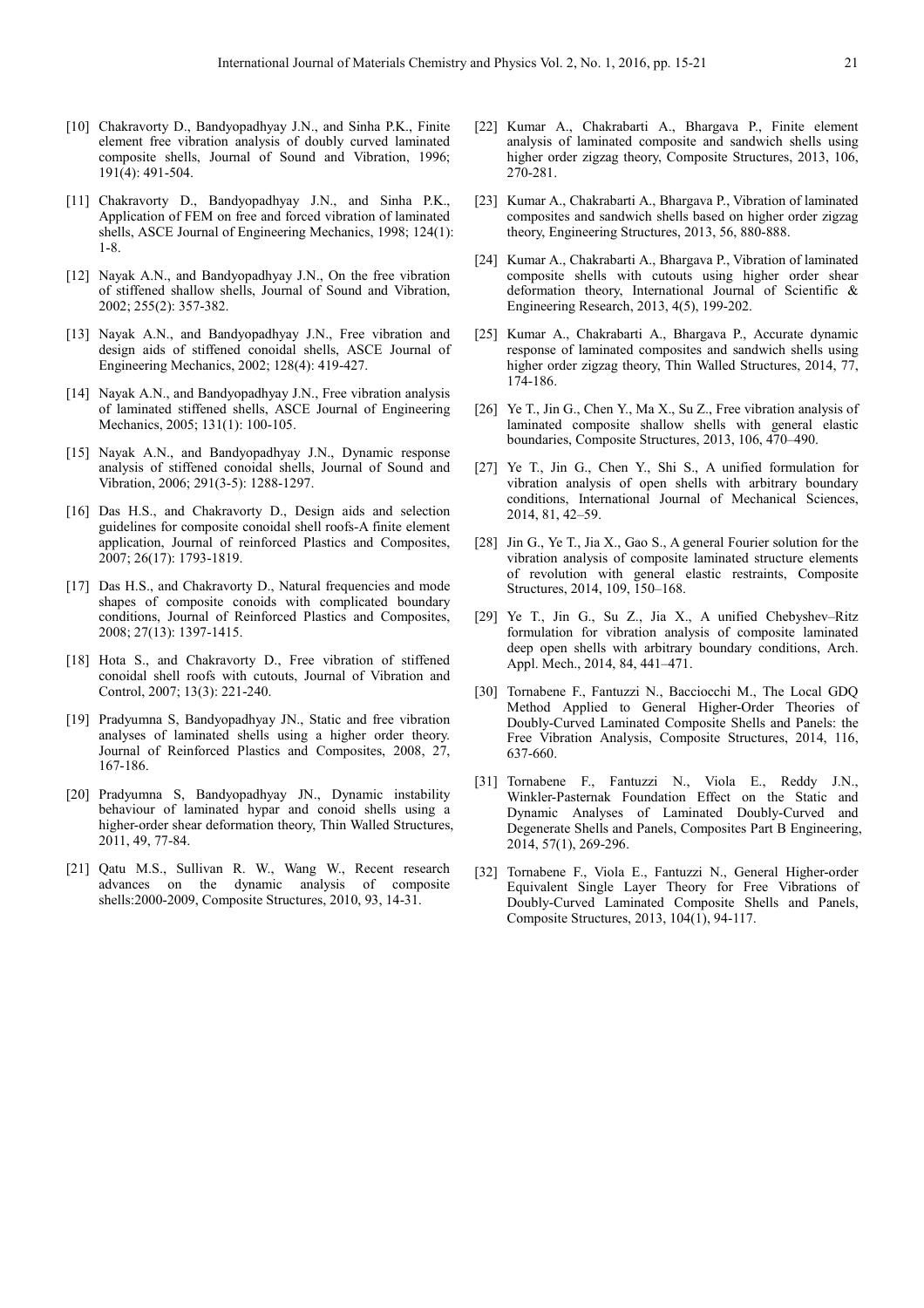[10] Chakravorty D., Bandyopadhyay J.N., and Sinha P.K., Finite element free vibration analysis of doubly curved laminated composite shells, Journal of Sound and Vibration, 1996; 191(4): 491-504.

[11] Chakravorty D., Bandyopadhyay J.N., and Sinha P.K., Application of FEM on free and forced vibration of laminated shells, ASCE Journal of Engineering Mechanics, 1998; 124(1): 1-8.

[12] Nayak A.N., and Bandyopadhyay J.N., On the free vibration of stiffened shallow shells, Journal of Sound and Vibration, 2002; 255(2): 357-382.

[13] Nayak A.N., and Bandyopadhyay J.N., Free vibration and design aids of stiffened conoidal shells, ASCE Journal of Engineering Mechanics, 2002; 128(4): 419-427.

[14] Nayak A.N., and Bandyopadhyay J.N., Free vibration analysis of laminated stiffened shells, ASCE Journal of Engineering Mechanics, 2005; 131(1): 100-105.

[15] Nayak A.N., and Bandyopadhyay J.N., Dynamic response analysis of stiffened conoidal shells, Journal of Sound and Vibration, 2006; 291(3-5): 1288-1297.

[16] Das H.S., and Chakravorty D., Design aids and selection guidelines for composite conoidal shell roofs-A finite element application, Journal of reinforced Plastics and Composites, 2007; 26(17): 1793-1819.

[17] Das H.S., and Chakravorty D., Natural frequencies and mode shapes of composite conoids with complicated boundary conditions, Journal of Reinforced Plastics and Composites, 2008; 27(13): 1397-1415.

[18] Hota S., and Chakravorty D., Free vibration of stiffened conoidal shell roofs with cutouts, Journal of Vibration and Control, 2007; 13(3): 221-240.

[19] Pradyumna S, Bandyopadhyay JN., Static and free vibration analyses of laminated shells using a higher order theory. Journal of Reinforced Plastics and Composites, 2008, 27, 167-186.

[20] Pradyumna S, Bandyopadhyay JN., Dynamic instability behaviour of laminated hypar and conoid shells using a higher-order shear deformation theory, Thin Walled Structures, 2011, 49, 77-84.

[21] Qatu M.S., Sullivan R. W., Wang W., Recent research advances on the dynamic analysis of composite shells:2000-2009, Composite Structures, 2010, 93, 14-31.

[22] Kumar A., Chakrabarti A., Bhargava P., Finite element analysis of laminated composite and sandwich shells using higher order zigzag theory, Composite Structures, 2013, 106, 270-281.

[23] Kumar A., Chakrabarti A., Bhargava P., Vibration of laminated composites and sandwich shells based on higher order zigzag theory, Engineering Structures, 2013, 56, 880-888.

[24] Kumar A., Chakrabarti A., Bhargava P., Vibration of laminated composite shells with cutouts using higher order shear deformation theory, International Journal of Scientific & Engineering Research, 2013, 4(5), 199-202.

[25] Kumar A., Chakrabarti A., Bhargava P., Accurate dynamic response of laminated composites and sandwich shells using higher order zigzag theory, Thin Walled Structures, 2014, 77, 174-186.

[26] Ye T., Jin G., Chen Y., Ma X., Su Z., Free vibration analysis of laminated composite shallow shells with general elastic boundaries, Composite Structures, 2013, 106, 470–490.

[27] Ye T., Jin G., Chen Y., Shi S., A unified formulation for vibration analysis of open shells with arbitrary boundary conditions, International Journal of Mechanical Sciences, 2014, 81, 42–59.

[28] Jin G., Ye T., Jia X., Gao S., A general Fourier solution for the vibration analysis of composite laminated structure elements of revolution with general elastic restraints, Composite Structures, 2014, 109, 150–168.

[29] Ye T., Jin G., Su Z., Jia X., A unified Chebyshev–Ritz formulation for vibration analysis of composite laminated deep open shells with arbitrary boundary conditions, Arch. Appl. Mech., 2014, 84, 441–471.

[30] Tornabene F., Fantuzzi N., Bacciocchi M., The Local GDQ Method Applied to General Higher-Order Theories of Doubly-Curved Laminated Composite Shells and Panels: the Free Vibration Analysis, Composite Structures, 2014, 116, 637-660.

[31] Tornabene F., Fantuzzi N., Viola E., Reddy J.N., Winkler-Pasternak Foundation Effect on the Static and Dynamic Analyses of Laminated Doubly-Curved and Degenerate Shells and Panels, Composites Part B Engineering, 2014, 57(1), 269-296.

[32] Tornabene F., Viola E., Fantuzzi N., General Higher-order Equivalent Single Layer Theory for Free Vibrations of Doubly-Curved Laminated Composite Shells and Panels, Composite Structures, 2013, 104(1), 94-117.